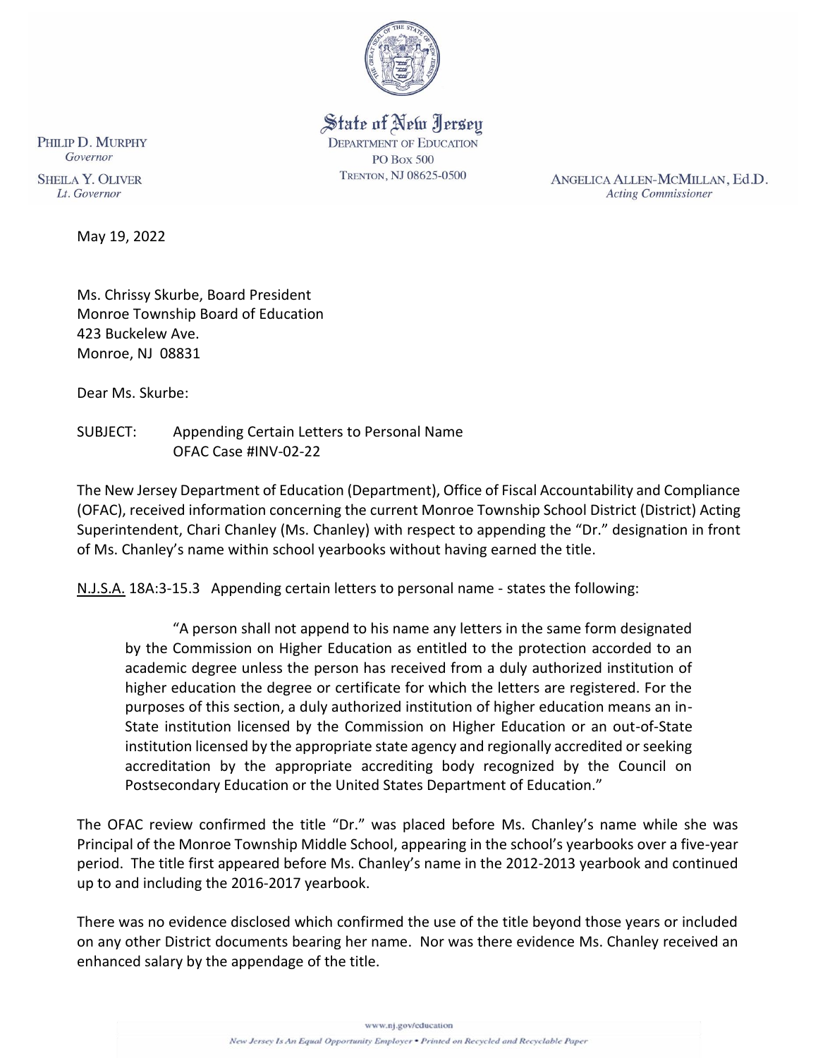State of New Jersey
DEPARTMENT OF EDUCATION
PO BOX 500
TRENTON, NJ 08625-0500

PHILIP D. MURPHY
*Governor*

SHEILA Y. OLIVER
*Lt. Governor*

ANGELICA ALLEN-MCMILLAN, Ed.D.
*Acting Commissioner*

May 19, 2022

Ms. Chrissy Skurbe, Board President
Monroe Township Board of Education
423 Buckelew Ave.
Monroe, NJ 08831

Dear Ms. Skurbe:

SUBJECT: Appending Certain Letters to Personal Name
OFAC Case #INV-02-22

The New Jersey Department of Education (Department), Office of Fiscal Accountability and Compliance (OFAC), received information concerning the current Monroe Township School District (District) Acting Superintendent, Chari Chanley (Ms. Chanley) with respect to appending the "Dr." designation in front of Ms. Chanley's name within school yearbooks without having earned the title.

N.J.S.A. 18A:3-15.3 Appending certain letters to personal name - states the following:

> "A person shall not append to his name any letters in the same form designated by the Commission on Higher Education as entitled to the protection accorded to an academic degree unless the person has received from a duly authorized institution of higher education the degree or certificate for which the letters are registered. For the purposes of this section, a duly authorized institution of higher education means an in-State institution licensed by the Commission on Higher Education or an out-of-State institution licensed by the appropriate state agency and regionally accredited or seeking accreditation by the appropriate accrediting body recognized by the Council on Postsecondary Education or the United States Department of Education."

The OFAC review confirmed the title "Dr." was placed before Ms. Chanley's name while she was Principal of the Monroe Township Middle School, appearing in the school's yearbooks over a five-year period. The title first appeared before Ms. Chanley's name in the 2012-2013 yearbook and continued up to and including the 2016-2017 yearbook.

There was no evidence disclosed which confirmed the use of the title beyond those years or included on any other District documents bearing her name. Nor was there evidence Ms. Chanley received an enhanced salary by the appendage of the title.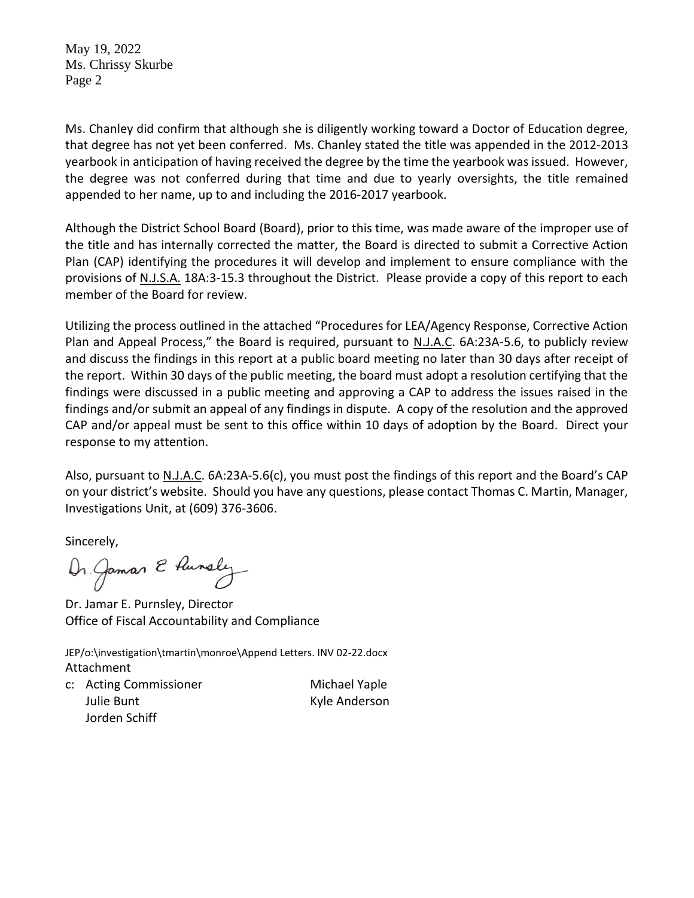Ms. Chanley did confirm that although she is diligently working toward a Doctor of Education degree, that degree has not yet been conferred. Ms. Chanley stated the title was appended in the 2012-2013 yearbook in anticipation of having received the degree by the time the yearbook was issued. However, the degree was not conferred during that time and due to yearly oversights, the title remained appended to her name, up to and including the 2016-2017 yearbook.

Although the District School Board (Board), prior to this time, was made aware of the improper use of the title and has internally corrected the matter, the Board is directed to submit a Corrective Action Plan (CAP) identifying the procedures it will develop and implement to ensure compliance with the provisions of N.J.S.A. 18A:3-15.3 throughout the District. Please provide a copy of this report to each member of the Board for review.

Utilizing the process outlined in the attached "Procedures for LEA/Agency Response, Corrective Action Plan and Appeal Process," the Board is required, pursuant to N.J.A.C. 6A:23A-5.6, to publicly review and discuss the findings in this report at a public board meeting no later than 30 days after receipt of the report. Within 30 days of the public meeting, the board must adopt a resolution certifying that the findings were discussed in a public meeting and approving a CAP to address the issues raised in the findings and/or submit an appeal of any findings in dispute. A copy of the resolution and the approved CAP and/or appeal must be sent to this office within 10 days of adoption by the Board. Direct your response to my attention.

Also, pursuant to N.J.A.C. 6A:23A-5.6(c), you must post the findings of this report and the Board's CAP on your district's website. Should you have any questions, please contact Thomas C. Martin, Manager, Investigations Unit, at (609) 376-3606.

Sincerely,

Dr. Jamar E. Purnsley

Dr. Jamar E. Purnsley, Director
Office of Fiscal Accountability and Compliance

JEP/o:\investigation\tmartin\monroe\Append Letters. INV 02-22.docx
Attachment

c: Acting Commissioner
Julie Bunt
Jorden Schiff
Michael Yaple
Kyle Anderson